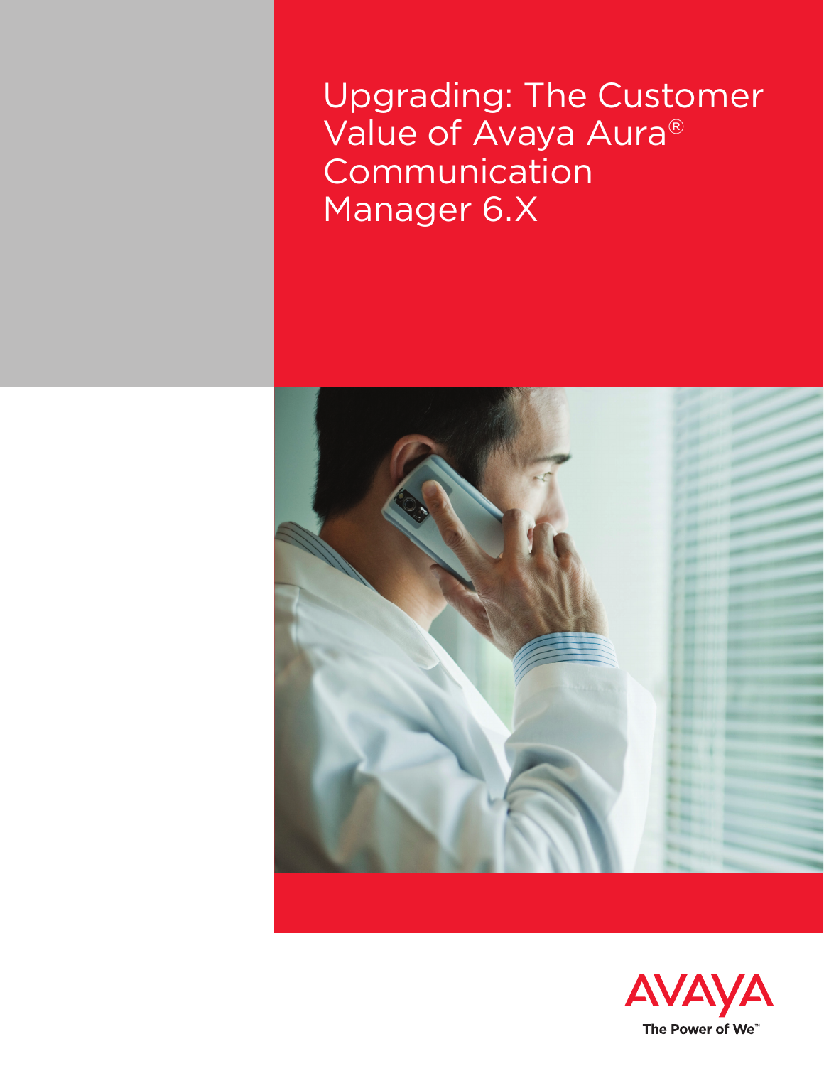# Upgrading: The Customer Value of Avaya Aura® Communication Manager 6.X

AVAYA

The Power of We™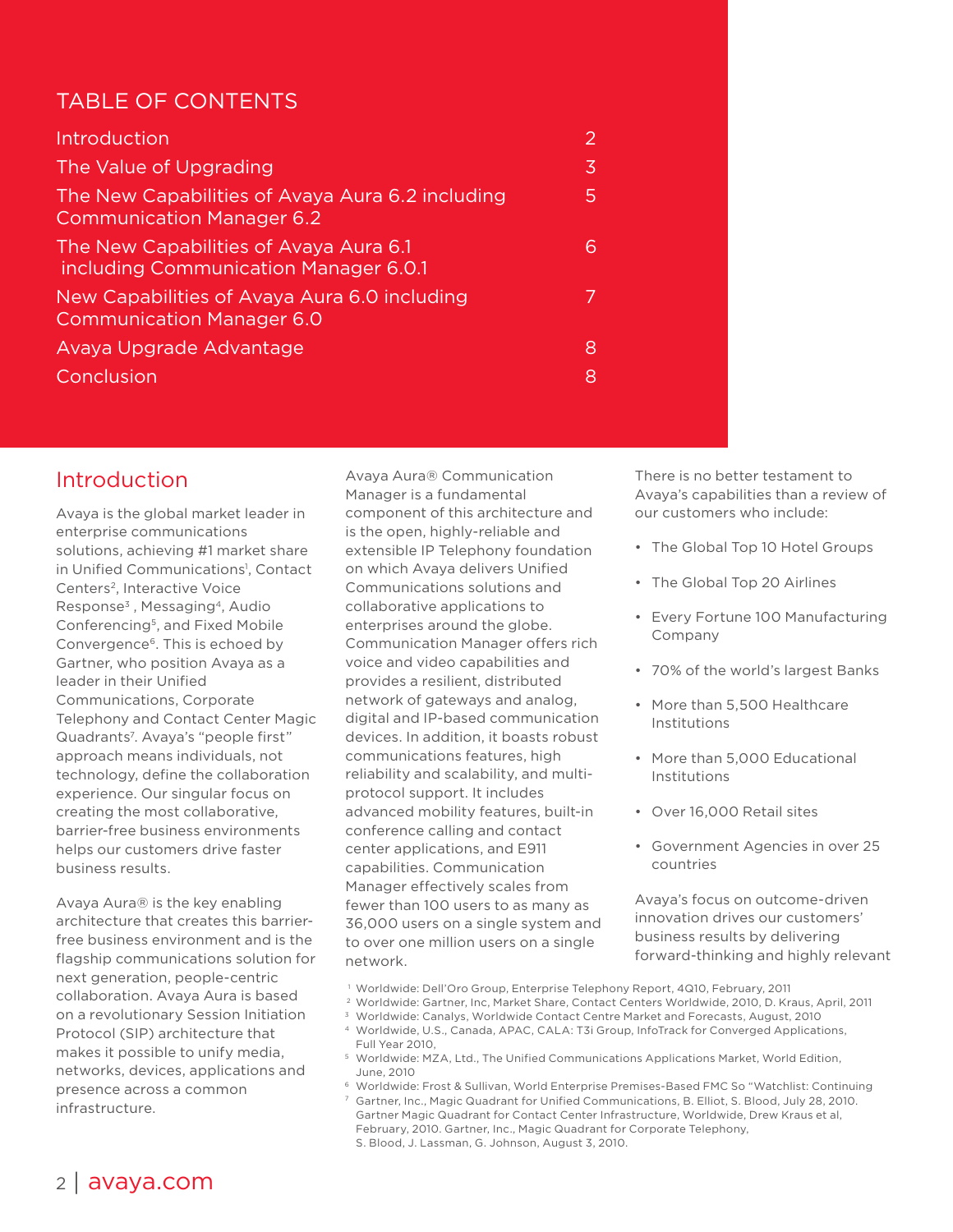## TABLE OF CONTENTS

| | |
|---|---|
| Introduction | 2 |
| The Value of Upgrading | 3 |
| The New Capabilities of Avaya Aura 6.2 including Communication Manager 6.2 | 5 |
| The New Capabilities of Avaya Aura 6.1 including Communication Manager 6.0.1 | 6 |
| New Capabilities of Avaya Aura 6.0 including Communication Manager 6.0 | 7 |
| Avaya Upgrade Advantage | 8 |
| Conclusion | 8 |

## Introduction

Avaya is the global market leader in enterprise communications solutions, achieving #1 market share in Unified Communications[1], Contact Centers[2], Interactive Voice Response[3] , Messaging[4], Audio Conferencing[5], and Fixed Mobile Convergence[6]. This is echoed by Gartner, who position Avaya as a leader in their Unified Communications, Corporate Telephony and Contact Center Magic Quadrants[7]. Avaya's "people first" approach means individuals, not technology, define the collaboration experience. Our singular focus on creating the most collaborative, barrier-free business environments helps our customers drive faster business results.

Avaya Aura® is the key enabling architecture that creates this barrier-free business environment and is the flagship communications solution for next generation, people-centric collaboration. Avaya Aura is based on a revolutionary Session Initiation Protocol (SIP) architecture that makes it possible to unify media, networks, devices, applications and presence across a common infrastructure.

Avaya Aura® Communication Manager is a fundamental component of this architecture and is the open, highly-reliable and extensible IP Telephony foundation on which Avaya delivers Unified Communications solutions and collaborative applications to enterprises around the globe. Communication Manager offers rich voice and video capabilities and provides a resilient, distributed network of gateways and analog, digital and IP-based communication devices. In addition, it boasts robust communications features, high reliability and scalability, and multi-protocol support. It includes advanced mobility features, built-in conference calling and contact center applications, and E911 capabilities. Communication Manager effectively scales from fewer than 100 users to as many as 36,000 users on a single system and to over one million users on a single network.

There is no better testament to Avaya's capabilities than a review of our customers who include:

- The Global Top 10 Hotel Groups
- The Global Top 20 Airlines
- Every Fortune 100 Manufacturing Company
- 70% of the world's largest Banks
- More than 5,500 Healthcare Institutions
- More than 5,000 Educational Institutions
- Over 16,000 Retail sites
- Government Agencies in over 25 countries

Avaya's focus on outcome-driven innovation drives our customers' business results by delivering forward-thinking and highly relevant

[1] Worldwide: Dell'Oro Group, Enterprise Telephony Report, 4Q10, February, 2011
[2] Worldwide: Gartner, Inc, Market Share, Contact Centers Worldwide, 2010, D. Kraus, April, 2011
[3] Worldwide: Canalys, Worldwide Contact Centre Market and Forecasts, August, 2010
[4] Worldwide, U.S., Canada, APAC, CALA: T3i Group, InfoTrack for Converged Applications, Full Year 2010,
[5] Worldwide: MZA, Ltd., The Unified Communications Applications Market, World Edition, June, 2010
[6] Worldwide: Frost & Sullivan, World Enterprise Premises-Based FMC So "Watchlist: Continuing
[7] Gartner, Inc., Magic Quadrant for Unified Communications, B. Elliot, S. Blood, July 28, 2010. Gartner Magic Quadrant for Contact Center Infrastructure, Worldwide, Drew Kraus et al, February, 2010. Gartner, Inc., Magic Quadrant for Corporate Telephony, S. Blood, J. Lassman, G. Johnson, August 3, 2010.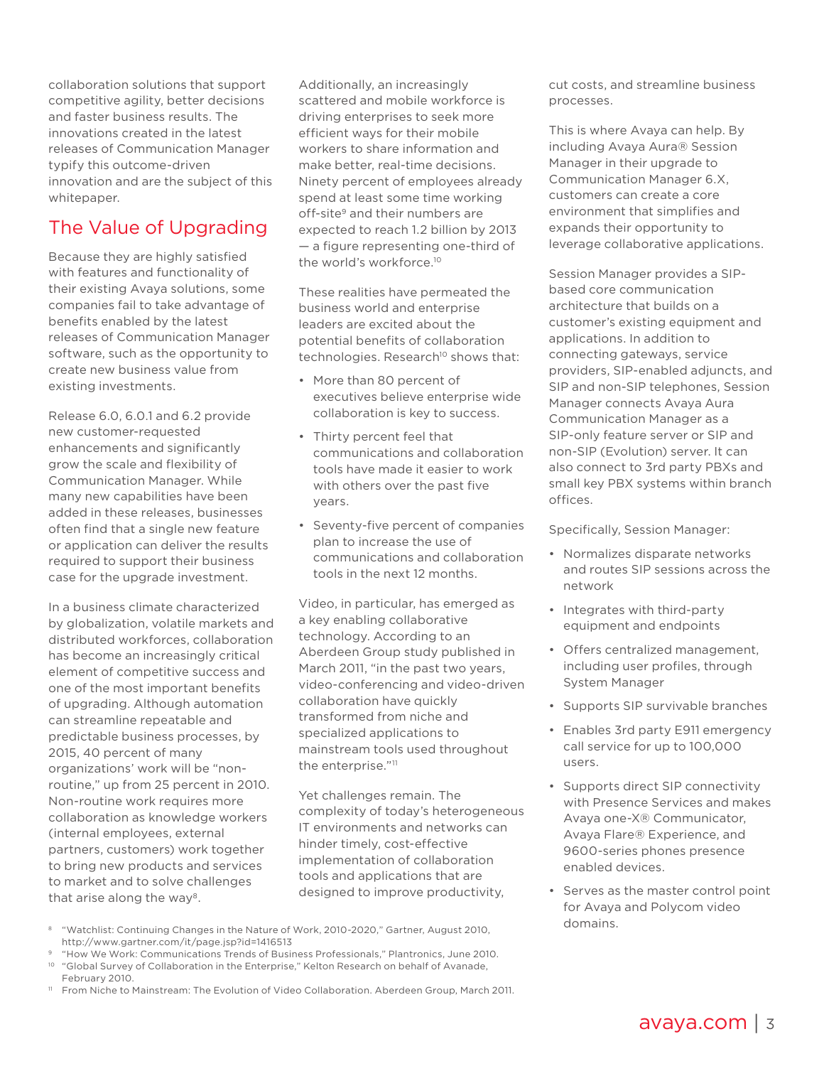collaboration solutions that support competitive agility, better decisions and faster business results. The innovations created in the latest releases of Communication Manager typify this outcome-driven innovation and are the subject of this whitepaper.

## The Value of Upgrading

Because they are highly satisfied with features and functionality of their existing Avaya solutions, some companies fail to take advantage of benefits enabled by the latest releases of Communication Manager software, such as the opportunity to create new business value from existing investments.

Release 6.0, 6.0.1 and 6.2 provide new customer-requested enhancements and significantly grow the scale and flexibility of Communication Manager. While many new capabilities have been added in these releases, businesses often find that a single new feature or application can deliver the results required to support their business case for the upgrade investment.

In a business climate characterized by globalization, volatile markets and distributed workforces, collaboration has become an increasingly critical element of competitive success and one of the most important benefits of upgrading. Although automation can streamline repeatable and predictable business processes, by 2015, 40 percent of many organizations' work will be "non-routine," up from 25 percent in 2010. Non-routine work requires more collaboration as knowledge workers (internal employees, external partners, customers) work together to bring new products and services to market and to solve challenges that arise along the way[8].

Additionally, an increasingly scattered and mobile workforce is driving enterprises to seek more efficient ways for their mobile workers to share information and make better, real-time decisions. Ninety percent of employees already spend at least some time working off-site[9] and their numbers are expected to reach 1.2 billion by 2013 — a figure representing one-third of the world's workforce.[10]

These realities have permeated the business world and enterprise leaders are excited about the potential benefits of collaboration technologies. Research[10] shows that:

- More than 80 percent of executives believe enterprise wide collaboration is key to success.
- Thirty percent feel that communications and collaboration tools have made it easier to work with others over the past five years.
- Seventy-five percent of companies plan to increase the use of communications and collaboration tools in the next 12 months.

Video, in particular, has emerged as a key enabling collaborative technology. According to an Aberdeen Group study published in March 2011, "in the past two years, video-conferencing and video-driven collaboration have quickly transformed from niche and specialized applications to mainstream tools used throughout the enterprise."[11]

Yet challenges remain. The complexity of today's heterogeneous IT environments and networks can hinder timely, cost-effective implementation of collaboration tools and applications that are designed to improve productivity, cut costs, and streamline business processes.

This is where Avaya can help. By including Avaya Aura® Session Manager in their upgrade to Communication Manager 6.X, customers can create a core environment that simplifies and expands their opportunity to leverage collaborative applications.

Session Manager provides a SIP-based core communication architecture that builds on a customer's existing equipment and applications. In addition to connecting gateways, service providers, SIP-enabled adjuncts, and SIP and non-SIP telephones, Session Manager connects Avaya Aura Communication Manager as a SIP-only feature server or SIP and non-SIP (Evolution) server. It can also connect to 3rd party PBXs and small key PBX systems within branch offices.

Specifically, Session Manager:

- Normalizes disparate networks and routes SIP sessions across the network
- Integrates with third-party equipment and endpoints
- Offers centralized management, including user profiles, through System Manager
- Supports SIP survivable branches
- Enables 3rd party E911 emergency call service for up to 100,000 users.
- Supports direct SIP connectivity with Presence Services and makes Avaya one-X® Communicator, Avaya Flare® Experience, and 9600-series phones presence enabled devices.
- Serves as the master control point for Avaya and Polycom video domains.

[8] "Watchlist: Continuing Changes in the Nature of Work, 2010-2020," Gartner, August 2010, http://www.gartner.com/it/page.jsp?id=1416513

[9] "How We Work: Communications Trends of Business Professionals," Plantronics, June 2010.

[10] "Global Survey of Collaboration in the Enterprise," Kelton Research on behalf of Avanade, February 2010.

[11] From Niche to Mainstream: The Evolution of Video Collaboration. Aberdeen Group, March 2011.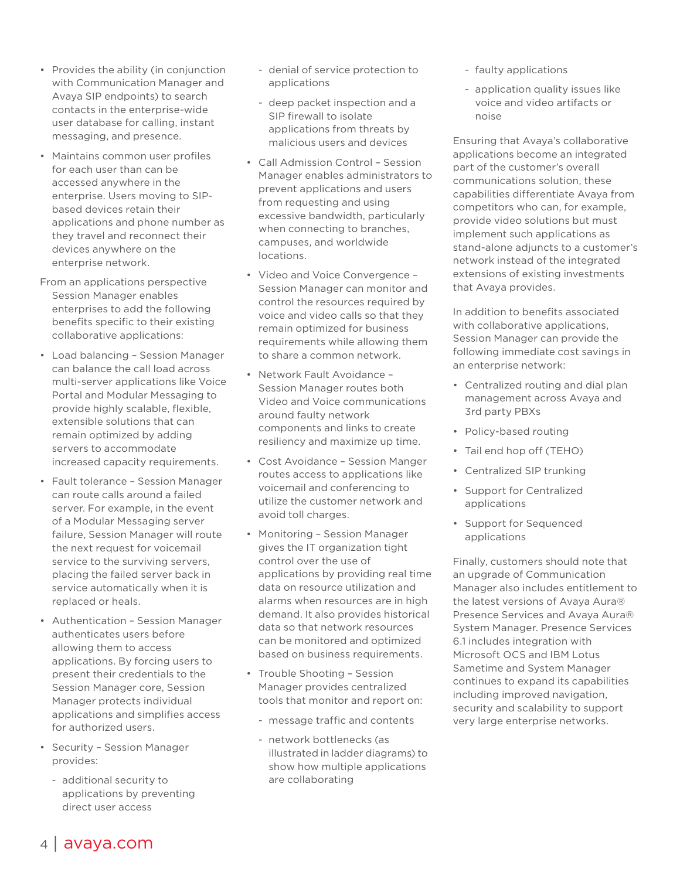- Provides the ability (in conjunction with Communication Manager and Avaya SIP endpoints) to search contacts in the enterprise-wide user database for calling, instant messaging, and presence.
- Maintains common user profiles for each user than can be accessed anywhere in the enterprise. Users moving to SIP-based devices retain their applications and phone number as they travel and reconnect their devices anywhere on the enterprise network.

From an applications perspective Session Manager enables enterprises to add the following benefits specific to their existing collaborative applications:

- Load balancing – Session Manager can balance the call load across multi-server applications like Voice Portal and Modular Messaging to provide highly scalable, flexible, extensible solutions that can remain optimized by adding servers to accommodate increased capacity requirements.
- Fault tolerance – Session Manager can route calls around a failed server. For example, in the event of a Modular Messaging server failure, Session Manager will route the next request for voicemail service to the surviving servers, placing the failed server back in service automatically when it is replaced or heals.
- Authentication – Session Manager authenticates users before allowing them to access applications. By forcing users to present their credentials to the Session Manager core, Session Manager protects individual applications and simplifies access for authorized users.
- Security – Session Manager provides:
  - additional security to applications by preventing direct user access
  - denial of service protection to applications
  - deep packet inspection and a SIP firewall to isolate applications from threats by malicious users and devices
- Call Admission Control – Session Manager enables administrators to prevent applications and users from requesting and using excessive bandwidth, particularly when connecting to branches, campuses, and worldwide locations.
- Video and Voice Convergence – Session Manager can monitor and control the resources required by voice and video calls so that they remain optimized for business requirements while allowing them to share a common network.
- Network Fault Avoidance – Session Manager routes both Video and Voice communications around faulty network components and links to create resiliency and maximize up time.
- Cost Avoidance – Session Manger routes access to applications like voicemail and conferencing to utilize the customer network and avoid toll charges.
- Monitoring – Session Manager gives the IT organization tight control over the use of applications by providing real time data on resource utilization and alarms when resources are in high demand. It also provides historical data so that network resources can be monitored and optimized based on business requirements.
- Trouble Shooting – Session Manager provides centralized tools that monitor and report on:
  - message traffic and contents
  - network bottlenecks (as illustrated in ladder diagrams) to show how multiple applications are collaborating
  - faulty applications
  - application quality issues like voice and video artifacts or noise

Ensuring that Avaya's collaborative applications become an integrated part of the customer's overall communications solution, these capabilities differentiate Avaya from competitors who can, for example, provide video solutions but must implement such applications as stand-alone adjuncts to a customer's network instead of the integrated extensions of existing investments that Avaya provides.

In addition to benefits associated with collaborative applications, Session Manager can provide the following immediate cost savings in an enterprise network:

- Centralized routing and dial plan management across Avaya and 3rd party PBXs
- Policy-based routing
- Tail end hop off (TEHO)
- Centralized SIP trunking
- Support for Centralized applications
- Support for Sequenced applications

Finally, customers should note that an upgrade of Communication Manager also includes entitlement to the latest versions of Avaya Aura® Presence Services and Avaya Aura® System Manager. Presence Services 6.1 includes integration with Microsoft OCS and IBM Lotus Sametime and System Manager continues to expand its capabilities including improved navigation, security and scalability to support very large enterprise networks.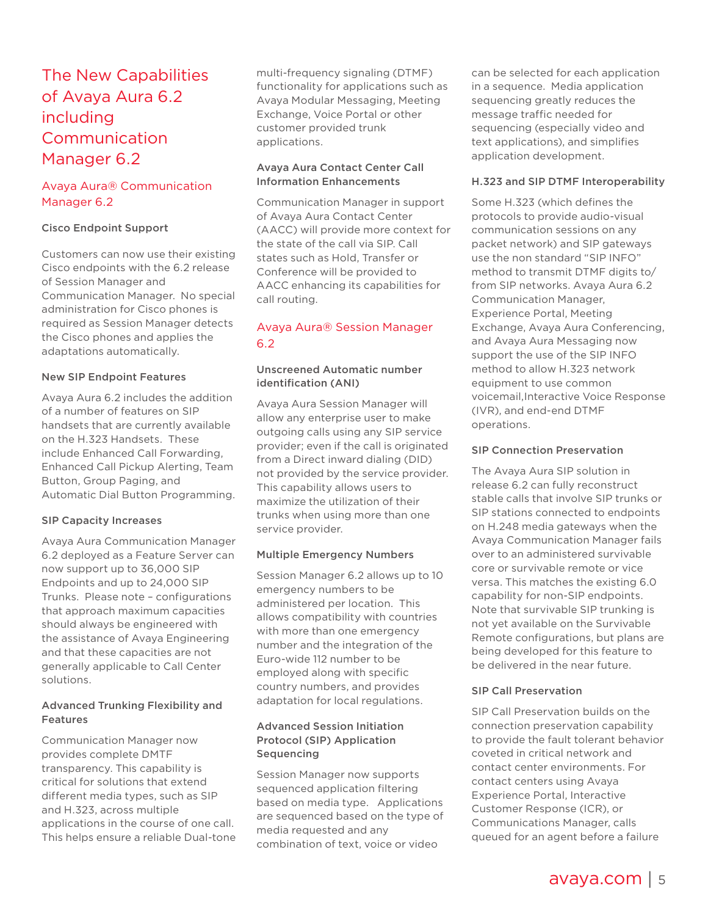# The New Capabilities of Avaya Aura 6.2 including Communication Manager 6.2

## Avaya Aura® Communication Manager 6.2

### Cisco Endpoint Support

Customers can now use their existing Cisco endpoints with the 6.2 release of Session Manager and Communication Manager. No special administration for Cisco phones is required as Session Manager detects the Cisco phones and applies the adaptations automatically.

### New SIP Endpoint Features

Avaya Aura 6.2 includes the addition of a number of features on SIP handsets that are currently available on the H.323 Handsets. These include Enhanced Call Forwarding, Enhanced Call Pickup Alerting, Team Button, Group Paging, and Automatic Dial Button Programming.

### SIP Capacity Increases

Avaya Aura Communication Manager 6.2 deployed as a Feature Server can now support up to 36,000 SIP Endpoints and up to 24,000 SIP Trunks. Please note – configurations that approach maximum capacities should always be engineered with the assistance of Avaya Engineering and that these capacities are not generally applicable to Call Center solutions.

### Advanced Trunking Flexibility and Features

Communication Manager now provides complete DMTF transparency. This capability is critical for solutions that extend different media types, such as SIP and H.323, across multiple applications in the course of one call. This helps ensure a reliable Dual-tone multi-frequency signaling (DTMF) functionality for applications such as Avaya Modular Messaging, Meeting Exchange, Voice Portal or other customer provided trunk applications.

### Avaya Aura Contact Center Call Information Enhancements

Communication Manager in support of Avaya Aura Contact Center (AACC) will provide more context for the state of the call via SIP. Call states such as Hold, Transfer or Conference will be provided to AACC enhancing its capabilities for call routing.

## Avaya Aura® Session Manager 6.2

### Unscreened Automatic number identification (ANI)

Avaya Aura Session Manager will allow any enterprise user to make outgoing calls using any SIP service provider; even if the call is originated from a Direct inward dialing (DID) not provided by the service provider. This capability allows users to maximize the utilization of their trunks when using more than one service provider.

### Multiple Emergency Numbers

Session Manager 6.2 allows up to 10 emergency numbers to be administered per location. This allows compatibility with countries with more than one emergency number and the integration of the Euro-wide 112 number to be employed along with specific country numbers, and provides adaptation for local regulations.

### Advanced Session Initiation Protocol (SIP) Application Sequencing

Session Manager now supports sequenced application filtering based on media type. Applications are sequenced based on the type of media requested and any combination of text, voice or video can be selected for each application in a sequence. Media application sequencing greatly reduces the message traffic needed for sequencing (especially video and text applications), and simplifies application development.

### H.323 and SIP DTMF Interoperability

Some H.323 (which defines the protocols to provide audio-visual communication sessions on any packet network) and SIP gateways use the non standard "SIP INFO" method to transmit DTMF digits to/from SIP networks. Avaya Aura 6.2 Communication Manager, Experience Portal, Meeting Exchange, Avaya Aura Conferencing, and Avaya Aura Messaging now support the use of the SIP INFO method to allow H.323 network equipment to use common voicemail,Interactive Voice Response (IVR), and end-end DTMF operations.

### SIP Connection Preservation

The Avaya Aura SIP solution in release 6.2 can fully reconstruct stable calls that involve SIP trunks or SIP stations connected to endpoints on H.248 media gateways when the Avaya Communication Manager fails over to an administered survivable core or survivable remote or vice versa. This matches the existing 6.0 capability for non-SIP endpoints. Note that survivable SIP trunking is not yet available on the Survivable Remote configurations, but plans are being developed for this feature to be delivered in the near future.

### SIP Call Preservation

SIP Call Preservation builds on the connection preservation capability to provide the fault tolerant behavior coveted in critical network and contact center environments. For contact centers using Avaya Experience Portal, Interactive Customer Response (ICR), or Communications Manager, calls queued for an agent before a failure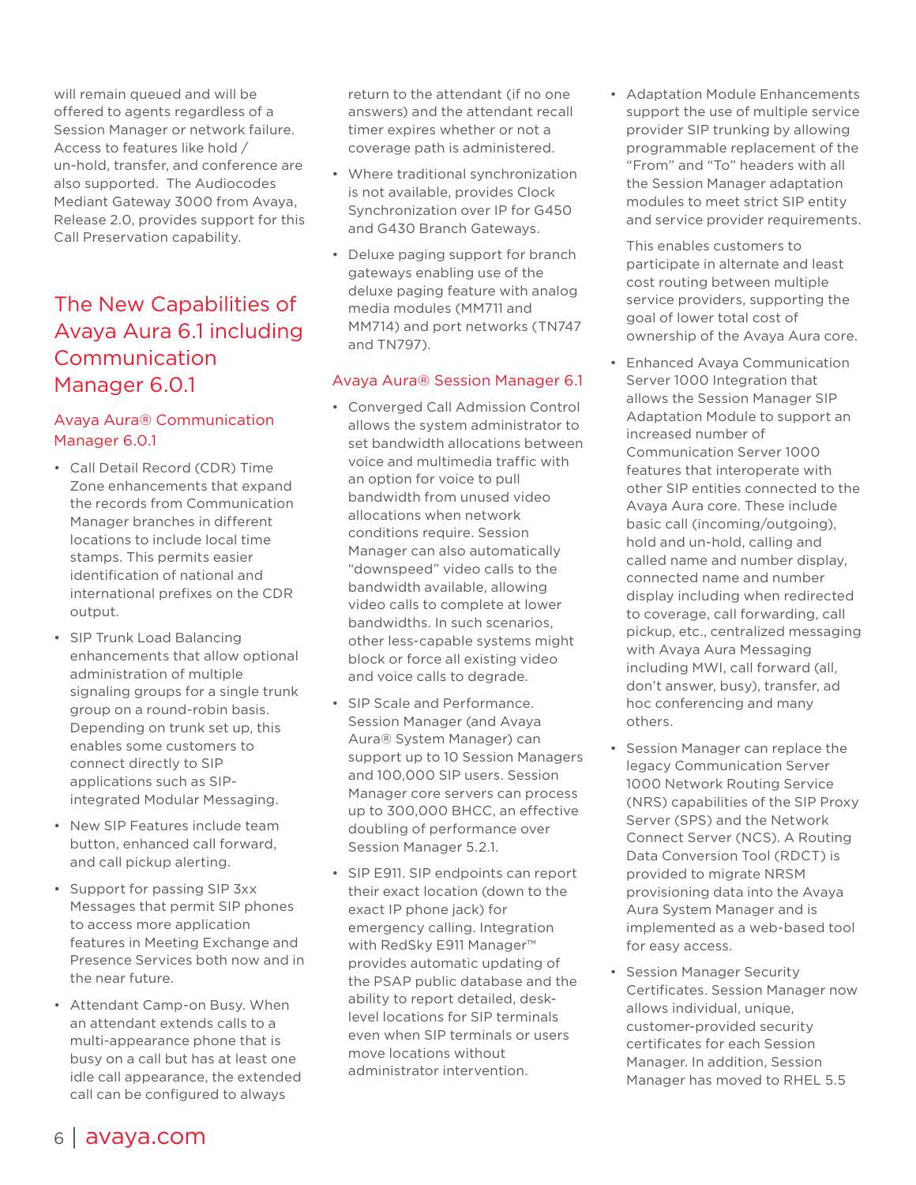will remain queued and will be offered to agents regardless of a Session Manager or network failure. Access to features like hold / un-hold, transfer, and conference are also supported. The Audiocodes Mediant Gateway 3000 from Avaya, Release 2.0, provides support for this Call Preservation capability.

## The New Capabilities of Avaya Aura 6.1 including Communication Manager 6.0.1

### Avaya Aura® Communication Manager 6.0.1

- Call Detail Record (CDR) Time Zone enhancements that expand the records from Communication Manager branches in different locations to include local time stamps. This permits easier identification of national and international prefixes on the CDR output.
- SIP Trunk Load Balancing enhancements that allow optional administration of multiple signaling groups for a single trunk group on a round-robin basis. Depending on trunk set up, this enables some customers to connect directly to SIP applications such as SIP-integrated Modular Messaging.
- New SIP Features include team button, enhanced call forward, and call pickup alerting.
- Support for passing SIP 3xx Messages that permit SIP phones to access more application features in Meeting Exchange and Presence Services both now and in the near future.
- Attendant Camp-on Busy. When an attendant extends calls to a multi-appearance phone that is busy on a call but has at least one idle call appearance, the extended call can be configured to always return to the attendant (if no one answers) and the attendant recall timer expires whether or not a coverage path is administered.
- Where traditional synchronization is not available, provides Clock Synchronization over IP for G450 and G430 Branch Gateways.
- Deluxe paging support for branch gateways enabling use of the deluxe paging feature with analog media modules (MM711 and MM714) and port networks (TN747 and TN797).

### Avaya Aura® Session Manager 6.1

- Converged Call Admission Control allows the system administrator to set bandwidth allocations between voice and multimedia traffic with an option for voice to pull bandwidth from unused video allocations when network conditions require. Session Manager can also automatically "downspeed" video calls to the bandwidth available, allowing video calls to complete at lower bandwidths. In such scenarios, other less-capable systems might block or force all existing video and voice calls to degrade.
- SIP Scale and Performance. Session Manager (and Avaya Aura® System Manager) can support up to 10 Session Managers and 100,000 SIP users. Session Manager core servers can process up to 300,000 BHCC, an effective doubling of performance over Session Manager 5.2.1.
- SIP E911. SIP endpoints can report their exact location (down to the exact IP phone jack) for emergency calling. Integration with RedSky E911 Manager™ provides automatic updating of the PSAP public database and the ability to report detailed, desk-level locations for SIP terminals even when SIP terminals or users move locations without administrator intervention.
- Adaptation Module Enhancements support the use of multiple service provider SIP trunking by allowing programmable replacement of the "From" and "To" headers with all the Session Manager adaptation modules to meet strict SIP entity and service provider requirements.

  This enables customers to participate in alternate and least cost routing between multiple service providers, supporting the goal of lower total cost of ownership of the Avaya Aura core.
- Enhanced Avaya Communication Server 1000 Integration that allows the Session Manager SIP Adaptation Module to support an increased number of Communication Server 1000 features that interoperate with other SIP entities connected to the Avaya Aura core. These include basic call (incoming/outgoing), hold and un-hold, calling and called name and number display, connected name and number display including when redirected to coverage, call forwarding, call pickup, etc., centralized messaging with Avaya Aura Messaging including MWI, call forward (all, don't answer, busy), transfer, ad hoc conferencing and many others.
- Session Manager can replace the legacy Communication Server 1000 Network Routing Service (NRS) capabilities of the SIP Proxy Server (SPS) and the Network Connect Server (NCS). A Routing Data Conversion Tool (RDCT) is provided to migrate NRSM provisioning data into the Avaya Aura System Manager and is implemented as a web-based tool for easy access.
- Session Manager Security Certificates. Session Manager now allows individual, unique, customer-provided security certificates for each Session Manager. In addition, Session Manager has moved to RHEL 5.5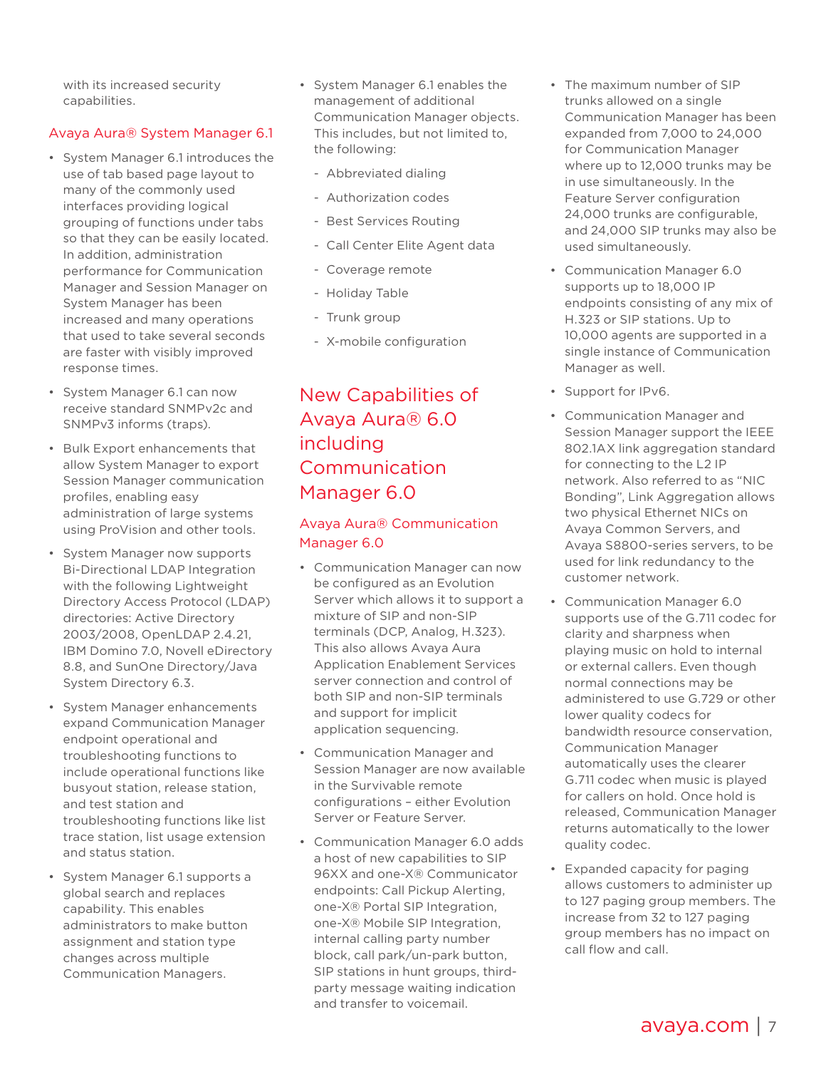with its increased security capabilities.

### Avaya Aura® System Manager 6.1

- System Manager 6.1 introduces the use of tab based page layout to many of the commonly used interfaces providing logical grouping of functions under tabs so that they can be easily located. In addition, administration performance for Communication Manager and Session Manager on System Manager has been increased and many operations that used to take several seconds are faster with visibly improved response times.
- System Manager 6.1 can now receive standard SNMPv2c and SNMPv3 informs (traps).
- Bulk Export enhancements that allow System Manager to export Session Manager communication profiles, enabling easy administration of large systems using ProVision and other tools.
- System Manager now supports Bi-Directional LDAP Integration with the following Lightweight Directory Access Protocol (LDAP) directories: Active Directory 2003/2008, OpenLDAP 2.4.21, IBM Domino 7.0, Novell eDirectory 8.8, and SunOne Directory/Java System Directory 6.3.
- System Manager enhancements expand Communication Manager endpoint operational and troubleshooting functions to include operational functions like busyout station, release station, and test station and troubleshooting functions like list trace station, list usage extension and status station.
- System Manager 6.1 supports a global search and replaces capability. This enables administrators to make button assignment and station type changes across multiple Communication Managers.
- System Manager 6.1 enables the management of additional Communication Manager objects. This includes, but not limited to, the following:
  - Abbreviated dialing
  - Authorization codes
  - Best Services Routing
  - Call Center Elite Agent data
  - Coverage remote
  - Holiday Table
  - Trunk group
  - X-mobile configuration

## New Capabilities of Avaya Aura® 6.0 including Communication Manager 6.0

### Avaya Aura® Communication Manager 6.0

- Communication Manager can now be configured as an Evolution Server which allows it to support a mixture of SIP and non-SIP terminals (DCP, Analog, H.323). This also allows Avaya Aura Application Enablement Services server connection and control of both SIP and non-SIP terminals and support for implicit application sequencing.
- Communication Manager and Session Manager are now available in the Survivable remote configurations – either Evolution Server or Feature Server.
- Communication Manager 6.0 adds a host of new capabilities to SIP 96XX and one-X® Communicator endpoints: Call Pickup Alerting, one-X® Portal SIP Integration, one-X® Mobile SIP Integration, internal calling party number block, call park/un-park button, SIP stations in hunt groups, third-party message waiting indication and transfer to voicemail.
- The maximum number of SIP trunks allowed on a single Communication Manager has been expanded from 7,000 to 24,000 for Communication Manager where up to 12,000 trunks may be in use simultaneously. In the Feature Server configuration 24,000 trunks are configurable, and 24,000 SIP trunks may also be used simultaneously.
- Communication Manager 6.0 supports up to 18,000 IP endpoints consisting of any mix of H.323 or SIP stations. Up to 10,000 agents are supported in a single instance of Communication Manager as well.
- Support for IPv6.
- Communication Manager and Session Manager support the IEEE 802.1AX link aggregation standard for connecting to the L2 IP network. Also referred to as "NIC Bonding", Link Aggregation allows two physical Ethernet NICs on Avaya Common Servers, and Avaya S8800-series servers, to be used for link redundancy to the customer network.
- Communication Manager 6.0 supports use of the G.711 codec for clarity and sharpness when playing music on hold to internal or external callers. Even though normal connections may be administered to use G.729 or other lower quality codecs for bandwidth resource conservation, Communication Manager automatically uses the clearer G.711 codec when music is played for callers on hold. Once hold is released, Communication Manager returns automatically to the lower quality codec.
- Expanded capacity for paging allows customers to administer up to 127 paging group members. The increase from 32 to 127 paging group members has no impact on call flow and call.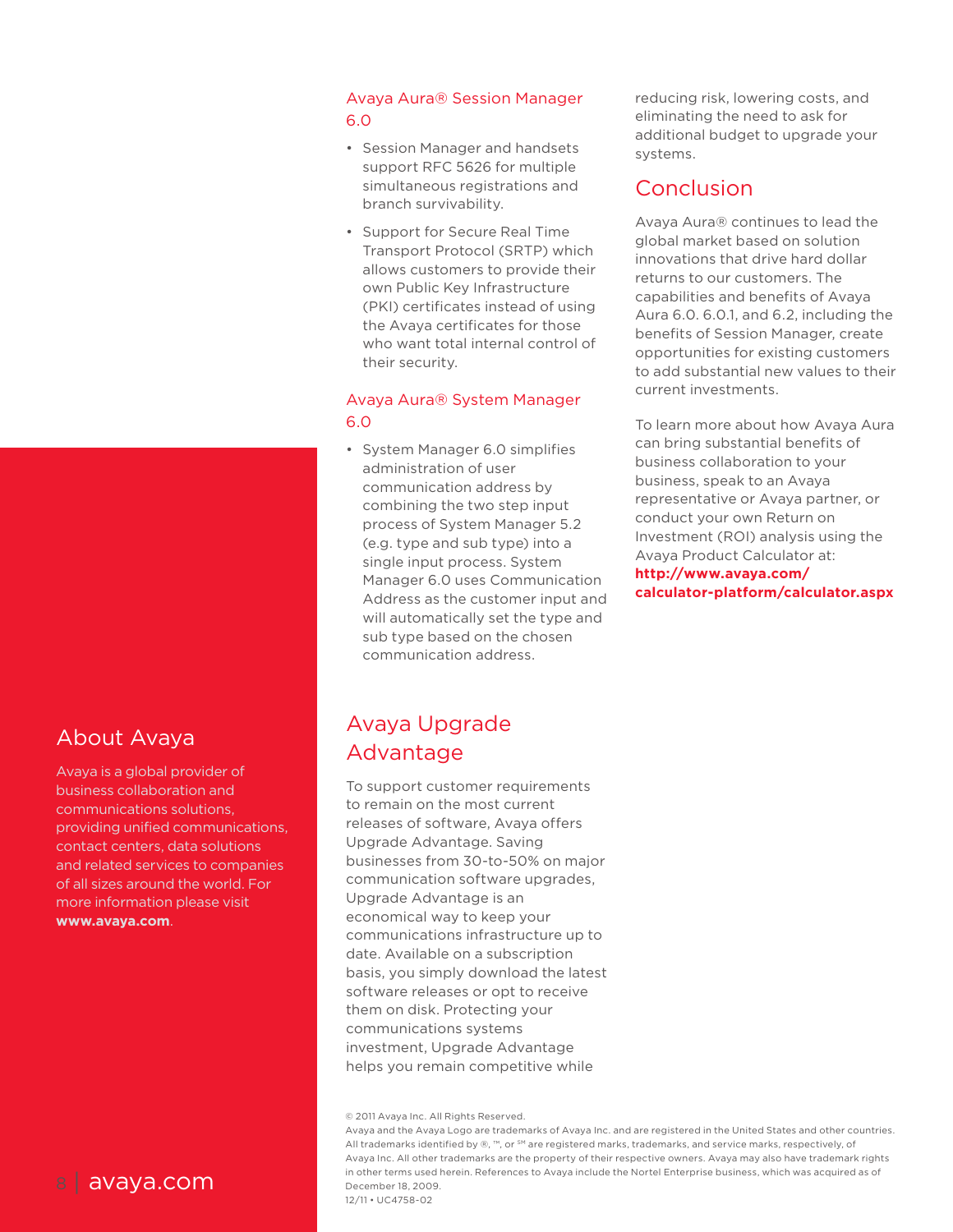### Avaya Aura® Session Manager 6.0

- Session Manager and handsets support RFC 5626 for multiple simultaneous registrations and branch survivability.
- Support for Secure Real Time Transport Protocol (SRTP) which allows customers to provide their own Public Key Infrastructure (PKI) certificates instead of using the Avaya certificates for those who want total internal control of their security.

### Avaya Aura® System Manager 6.0

- System Manager 6.0 simplifies administration of user communication address by combining the two step input process of System Manager 5.2 (e.g. type and sub type) into a single input process. System Manager 6.0 uses Communication Address as the customer input and will automatically set the type and sub type based on the chosen communication address.

## Avaya Upgrade Advantage

To support customer requirements to remain on the most current releases of software, Avaya offers Upgrade Advantage. Saving businesses from 30-to-50% on major communication software upgrades, Upgrade Advantage is an economical way to keep your communications infrastructure up to date. Available on a subscription basis, you simply download the latest software releases or opt to receive them on disk. Protecting your communications systems investment, Upgrade Advantage helps you remain competitive while reducing risk, lowering costs, and eliminating the need to ask for additional budget to upgrade your systems.

## Conclusion

Avaya Aura® continues to lead the global market based on solution innovations that drive hard dollar returns to our customers. The capabilities and benefits of Avaya Aura 6.0. 6.0.1, and 6.2, including the benefits of Session Manager, create opportunities for existing customers to add substantial new values to their current investments.

To learn more about how Avaya Aura can bring substantial benefits of business collaboration to your business, speak to an Avaya representative or Avaya partner, or conduct your own Return on Investment (ROI) analysis using the Avaya Product Calculator at: **http://www.avaya.com/calculator-platform/calculator.aspx**

## About Avaya

Avaya is a global provider of business collaboration and communications solutions, providing unified communications, contact centers, data solutions and related services to companies of all sizes around the world. For more information please visit **www.avaya.com**.

© 2011 Avaya Inc. All Rights Reserved.
Avaya and the Avaya Logo are trademarks of Avaya Inc. and are registered in the United States and other countries. All trademarks identified by ®, ™, or ℠ are registered marks, trademarks, and service marks, respectively, of Avaya Inc. All other trademarks are the property of their respective owners. Avaya may also have trademark rights in other terms used herein. References to Avaya include the Nortel Enterprise business, which was acquired as of December 18, 2009.
12/11 • UC4758-02